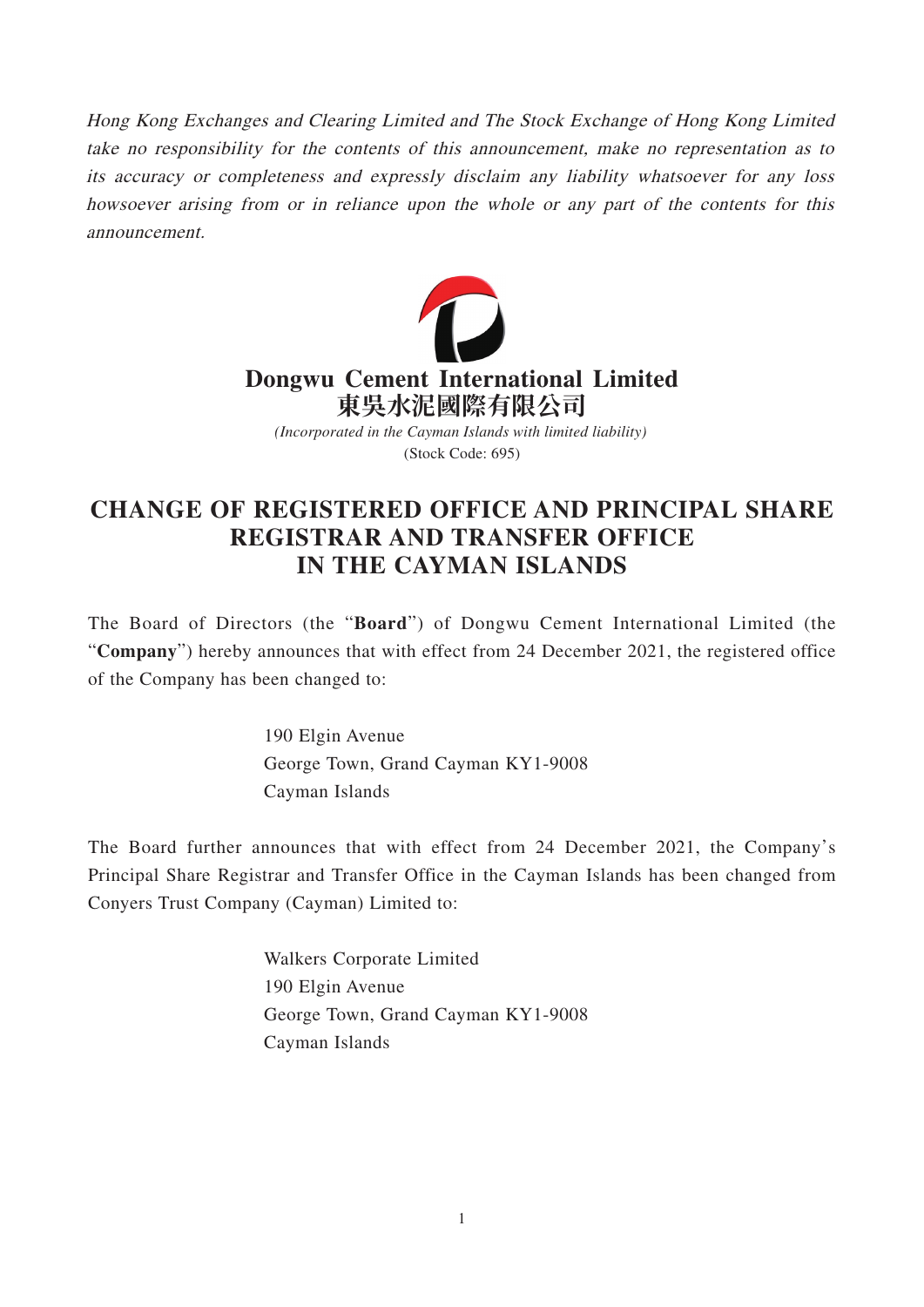*Hong Kong Exchanges and Clearing Limited and The Stock Exchange of Hong Kong Limited take no responsibility for the contents of this announcement, make no representation as to its accuracy or completeness and expressly disclaim any liability whatsoever for any loss howsoever arising from or in reliance upon the whole or any part of the contents for this announcement.*

**Dongwu Cement International Limited**
**東吳水泥國際有限公司**
*(Incorporated in the Cayman Islands with limited liability)*
(Stock Code: 695)

# CHANGE OF REGISTERED OFFICE AND PRINCIPAL SHARE REGISTRAR AND TRANSFER OFFICE IN THE CAYMAN ISLANDS

The Board of Directors (the "**Board**") of Dongwu Cement International Limited (the "**Company**") hereby announces that with effect from 24 December 2021, the registered office of the Company has been changed to:

190 Elgin Avenue
George Town, Grand Cayman KY1-9008
Cayman Islands

The Board further announces that with effect from 24 December 2021, the Company's Principal Share Registrar and Transfer Office in the Cayman Islands has been changed from Conyers Trust Company (Cayman) Limited to:

Walkers Corporate Limited
190 Elgin Avenue
George Town, Grand Cayman KY1-9008
Cayman Islands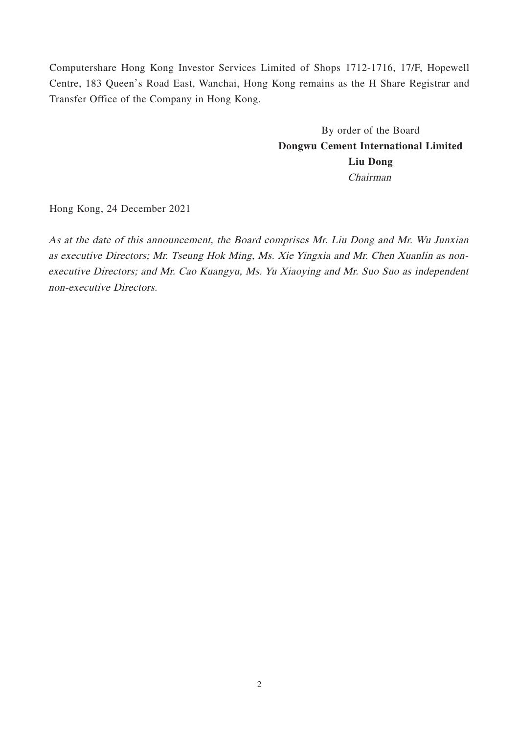Computershare Hong Kong Investor Services Limited of Shops 1712-1716, 17/F, Hopewell Centre, 183 Queen's Road East, Wanchai, Hong Kong remains as the H Share Registrar and Transfer Office of the Company in Hong Kong.

By order of the Board
**Dongwu Cement International Limited**
**Liu Dong**
*Chairman*

Hong Kong, 24 December 2021

*As at the date of this announcement, the Board comprises Mr. Liu Dong and Mr. Wu Junxian as executive Directors; Mr. Tseung Hok Ming, Ms. Xie Yingxia and Mr. Chen Xuanlin as non-executive Directors; and Mr. Cao Kuangyu, Ms. Yu Xiaoying and Mr. Suo Suo as independent non-executive Directors.*